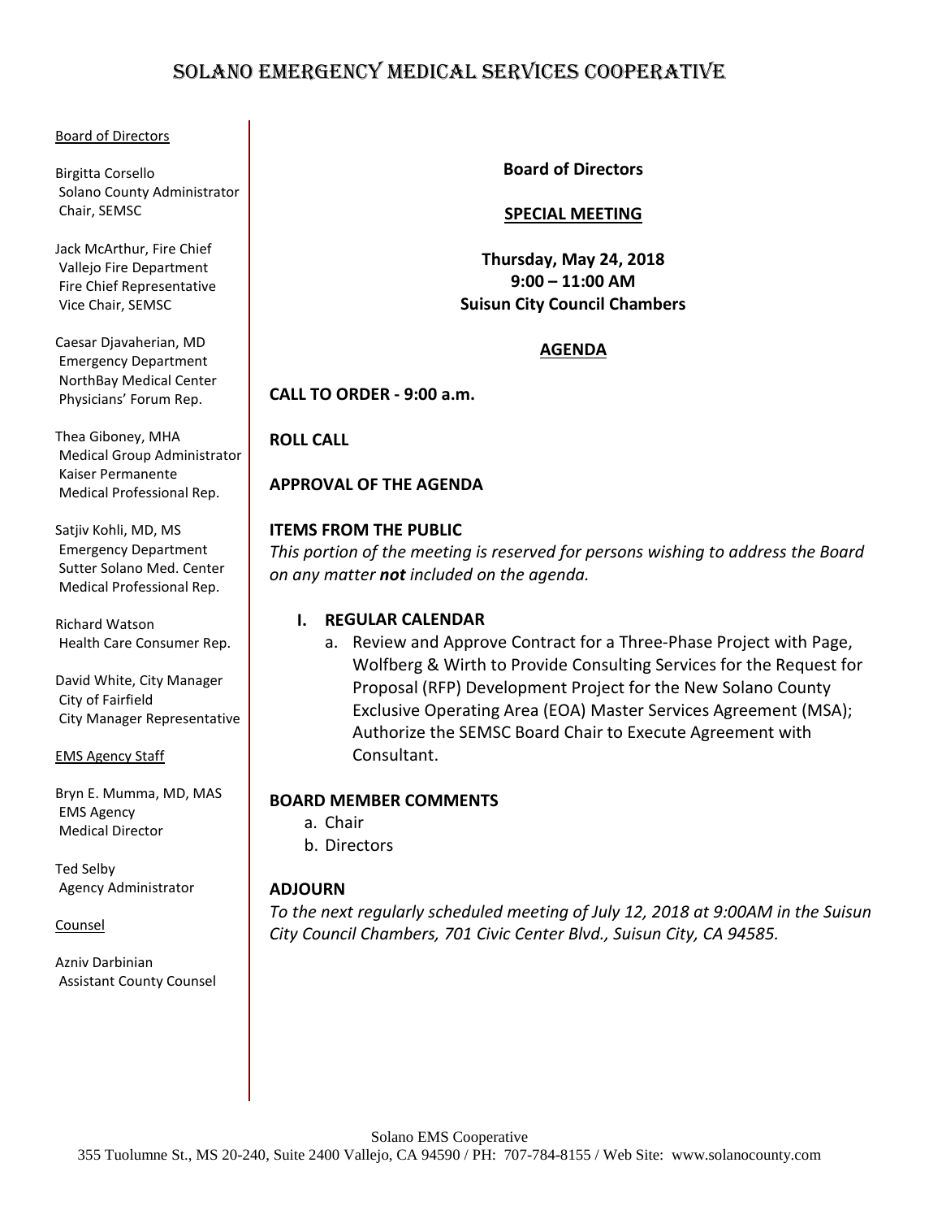# SOLANO EMERGENCY MEDICAL SERVICES COOPERATIVE

Board of Directors

Birgitta Corsello
Solano County Administrator
Chair, SEMSC

Jack McArthur, Fire Chief
Vallejo Fire Department
Fire Chief Representative
Vice Chair, SEMSC

Caesar Djavaherian, MD
Emergency Department
NorthBay Medical Center
Physicians' Forum Rep.

Thea Giboney, MHA
Medical Group Administrator
Kaiser Permanente
Medical Professional Rep.

Satjiv Kohli, MD, MS
Emergency Department
Sutter Solano Med. Center
Medical Professional Rep.

Richard Watson
Health Care Consumer Rep.

David White, City Manager
City of Fairfield
City Manager Representative

EMS Agency Staff

Bryn E. Mumma, MD, MAS
EMS Agency
Medical Director

Ted Selby
Agency Administrator

Counsel

Azniv Darbinian
Assistant County Counsel

**Board of Directors**

**SPECIAL MEETING**

**Thursday, May 24, 2018**
**9:00 – 11:00 AM**
**Suisun City Council Chambers**

**AGENDA**

**CALL TO ORDER - 9:00 a.m.**

**ROLL CALL**

**APPROVAL OF THE AGENDA**

**ITEMS FROM THE PUBLIC**

*This portion of the meeting is reserved for persons wishing to address the Board on any matter **not** included on the agenda.*

**I. REGULAR CALENDAR**

a. Review and Approve Contract for a Three-Phase Project with Page, Wolfberg & Wirth to Provide Consulting Services for the Request for Proposal (RFP) Development Project for the New Solano County Exclusive Operating Area (EOA) Master Services Agreement (MSA); Authorize the SEMSC Board Chair to Execute Agreement with Consultant.

**BOARD MEMBER COMMENTS**

a. Chair
b. Directors

**ADJOURN**

*To the next regularly scheduled meeting of July 12, 2018 at 9:00AM in the Suisun City Council Chambers, 701 Civic Center Blvd., Suisun City, CA 94585.*

Solano EMS Cooperative
355 Tuolumne St., MS 20-240, Suite 2400 Vallejo, CA 94590 / PH: 707-784-8155 / Web Site: www.solanocounty.com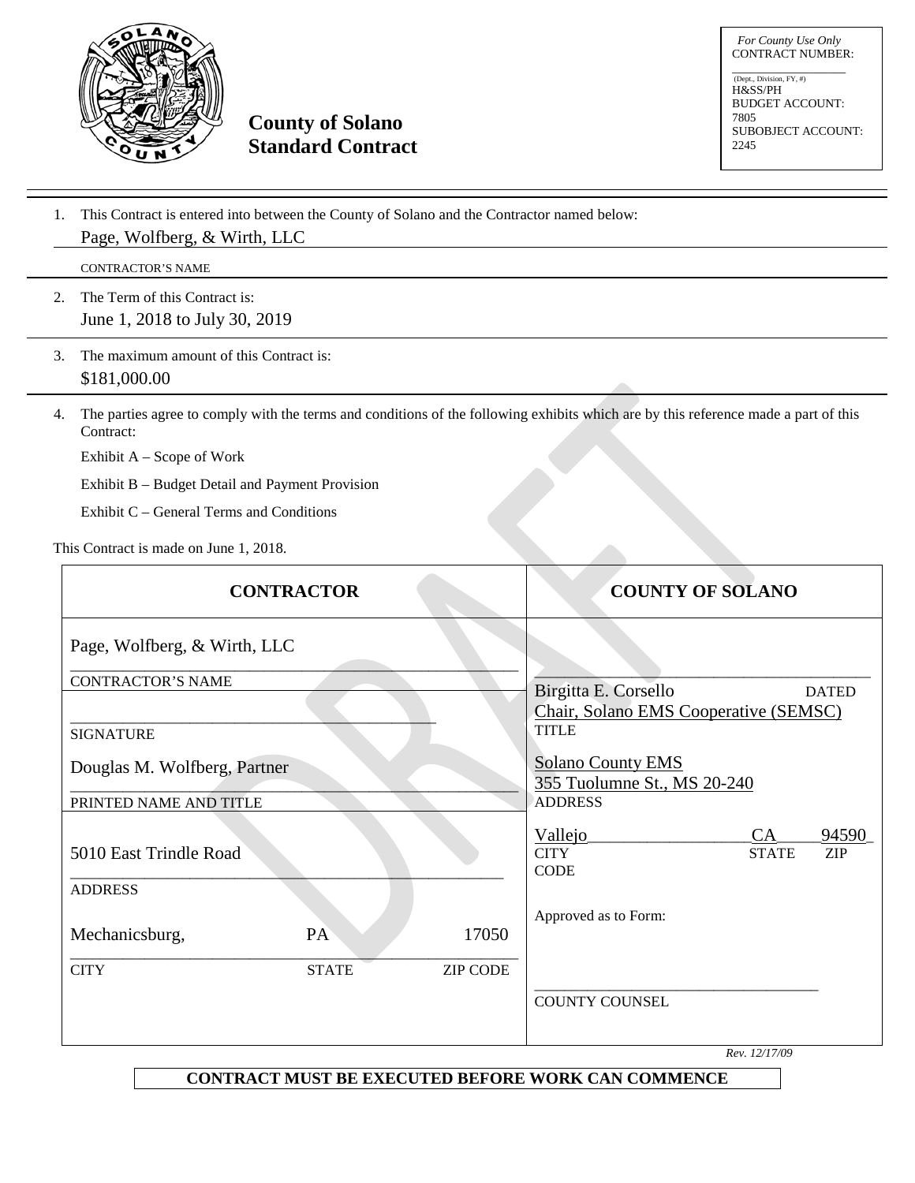*For County Use Only*
CONTRACT NUMBER:
_______________
(Dept., Division, FY, #)
H&SS/PH
BUDGET ACCOUNT:
7805
SUBOBJECT ACCOUNT:
2245

# County of Solano Standard Contract

1. This Contract is entered into between the County of Solano and the Contractor named below:

   Page, Wolfberg, & Wirth, LLC

   CONTRACTOR'S NAME

2. The Term of this Contract is:

   June 1, 2018 to July 30, 2019

3. The maximum amount of this Contract is:

   $181,000.00

4. The parties agree to comply with the terms and conditions of the following exhibits which are by this reference made a part of this Contract:

   Exhibit A – Scope of Work

   Exhibit B – Budget Detail and Payment Provision

   Exhibit C – General Terms and Conditions

This Contract is made on June 1, 2018.

| CONTRACTOR | COUNTY OF SOLANO |
|---|---|
| Page, Wolfberg, & Wirth, LLC<br>CONTRACTOR'S NAME | ______________________<br>Birgitta E. Corsello DATED |
| ______________________<br>SIGNATURE | Chair, Solano EMS Cooperative (SEMSC)<br>TITLE |
| Douglas M. Wolfberg, Partner<br>PRINTED NAME AND TITLE | Solano County EMS<br>355 Tuolumne St., MS 20-240<br>ADDRESS |
| 5010 East Trindle Road<br>ADDRESS | Vallejo CA 94590<br>CITY STATE ZIP CODE |
| Mechanicsburg, PA 17050<br>CITY STATE ZIP CODE | Approved as to Form:<br>______________________<br>COUNTY COUNSEL |

*Rev. 12/17/09*

**CONTRACT MUST BE EXECUTED BEFORE WORK CAN COMMENCE**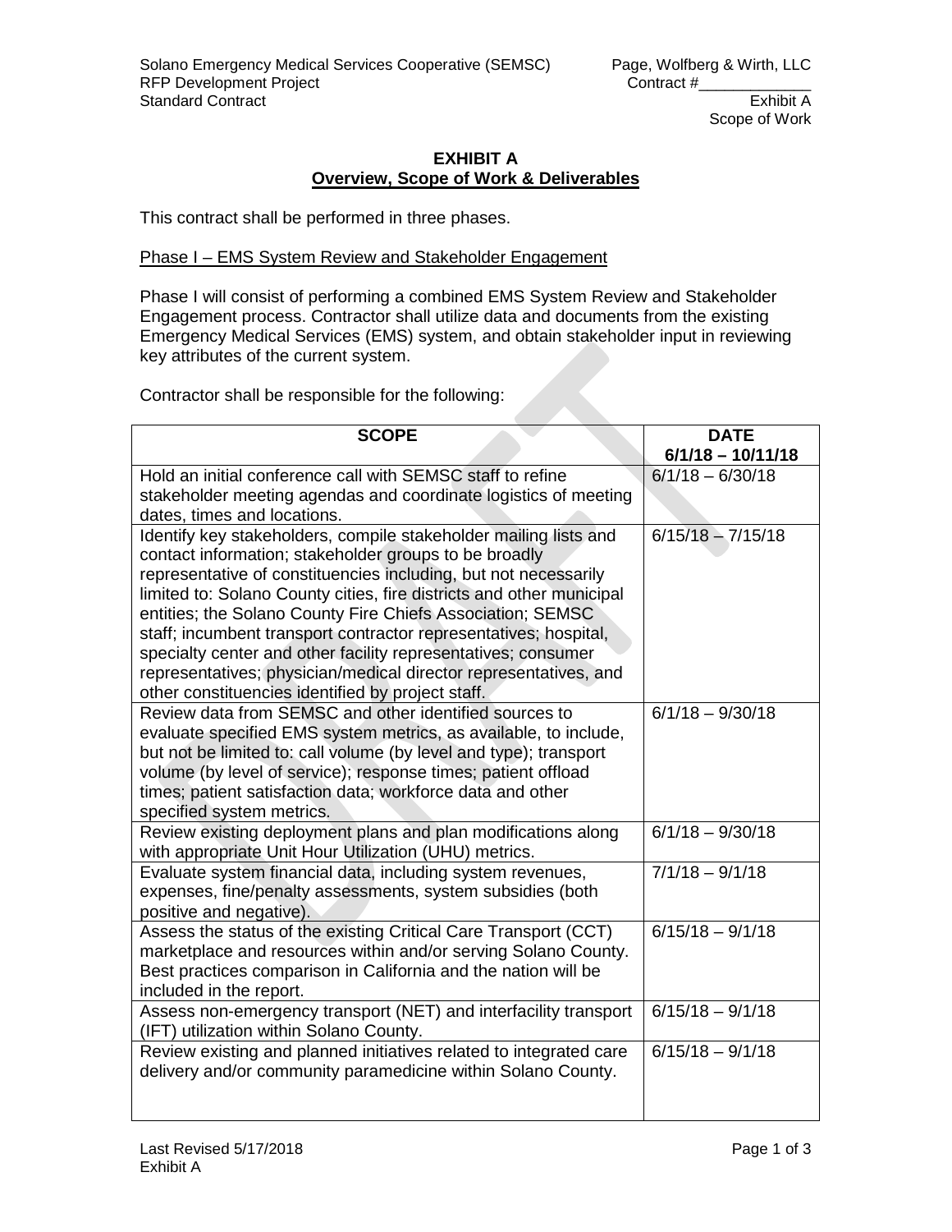# EXHIBIT A
## Overview, Scope of Work & Deliverables

This contract shall be performed in three phases.

### Phase I – EMS System Review and Stakeholder Engagement

Phase I will consist of performing a combined EMS System Review and Stakeholder Engagement process. Contractor shall utilize data and documents from the existing Emergency Medical Services (EMS) system, and obtain stakeholder input in reviewing key attributes of the current system.

Contractor shall be responsible for the following:

| SCOPE | DATE 6/1/18 – 10/11/18 |
|---|---|
| Hold an initial conference call with SEMSC staff to refine stakeholder meeting agendas and coordinate logistics of meeting dates, times and locations. | 6/1/18 – 6/30/18 |
| Identify key stakeholders, compile stakeholder mailing lists and contact information; stakeholder groups to be broadly representative of constituencies including, but not necessarily limited to: Solano County cities, fire districts and other municipal entities; the Solano County Fire Chiefs Association; SEMSC staff; incumbent transport contractor representatives; hospital, specialty center and other facility representatives; consumer representatives; physician/medical director representatives, and other constituencies identified by project staff. | 6/15/18 – 7/15/18 |
| Review data from SEMSC and other identified sources to evaluate specified EMS system metrics, as available, to include, but not be limited to: call volume (by level and type); transport volume (by level of service); response times; patient offload times; patient satisfaction data; workforce data and other specified system metrics. | 6/1/18 – 9/30/18 |
| Review existing deployment plans and plan modifications along with appropriate Unit Hour Utilization (UHU) metrics. | 6/1/18 – 9/30/18 |
| Evaluate system financial data, including system revenues, expenses, fine/penalty assessments, system subsidies (both positive and negative). | 7/1/18 – 9/1/18 |
| Assess the status of the existing Critical Care Transport (CCT) marketplace and resources within and/or serving Solano County. Best practices comparison in California and the nation will be included in the report. | 6/15/18 – 9/1/18 |
| Assess non-emergency transport (NET) and interfacility transport (IFT) utilization within Solano County. | 6/15/18 – 9/1/18 |
| Review existing and planned initiatives related to integrated care delivery and/or community paramedicine within Solano County. | 6/15/18 – 9/1/18 |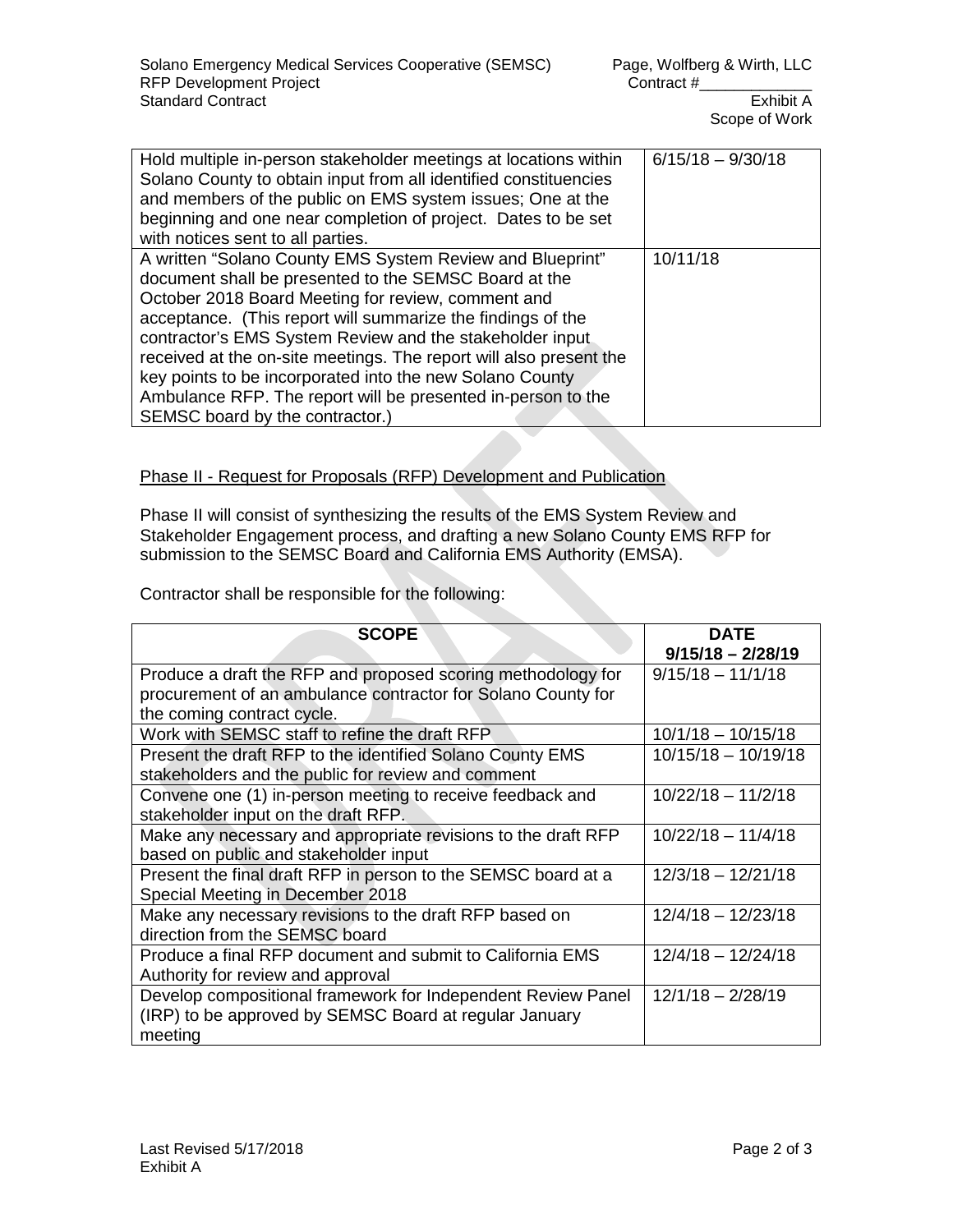| | |
|---|---|
| Hold multiple in-person stakeholder meetings at locations within Solano County to obtain input from all identified constituencies and members of the public on EMS system issues; One at the beginning and one near completion of project. Dates to be set with notices sent to all parties. | 6/15/18 – 9/30/18 |
| A written "Solano County EMS System Review and Blueprint" document shall be presented to the SEMSC Board at the October 2018 Board Meeting for review, comment and acceptance. (This report will summarize the findings of the contractor's EMS System Review and the stakeholder input received at the on-site meetings. The report will also present the key points to be incorporated into the new Solano County Ambulance RFP. The report will be presented in-person to the SEMSC board by the contractor.) | 10/11/18 |

Phase II - Request for Proposals (RFP) Development and Publication

Phase II will consist of synthesizing the results of the EMS System Review and Stakeholder Engagement process, and drafting a new Solano County EMS RFP for submission to the SEMSC Board and California EMS Authority (EMSA).

Contractor shall be responsible for the following:

| SCOPE | DATE 9/15/18 – 2/28/19 |
|---|---|
| Produce a draft the RFP and proposed scoring methodology for procurement of an ambulance contractor for Solano County for the coming contract cycle. | 9/15/18 – 11/1/18 |
| Work with SEMSC staff to refine the draft RFP | 10/1/18 – 10/15/18 |
| Present the draft RFP to the identified Solano County EMS stakeholders and the public for review and comment | 10/15/18 – 10/19/18 |
| Convene one (1) in-person meeting to receive feedback and stakeholder input on the draft RFP. | 10/22/18 – 11/2/18 |
| Make any necessary and appropriate revisions to the draft RFP based on public and stakeholder input | 10/22/18 – 11/4/18 |
| Present the final draft RFP in person to the SEMSC board at a Special Meeting in December 2018 | 12/3/18 – 12/21/18 |
| Make any necessary revisions to the draft RFP based on direction from the SEMSC board | 12/4/18 – 12/23/18 |
| Produce a final RFP document and submit to California EMS Authority for review and approval | 12/4/18 – 12/24/18 |
| Develop compositional framework for Independent Review Panel (IRP) to be approved by SEMSC Board at regular January meeting | 12/1/18 – 2/28/19 |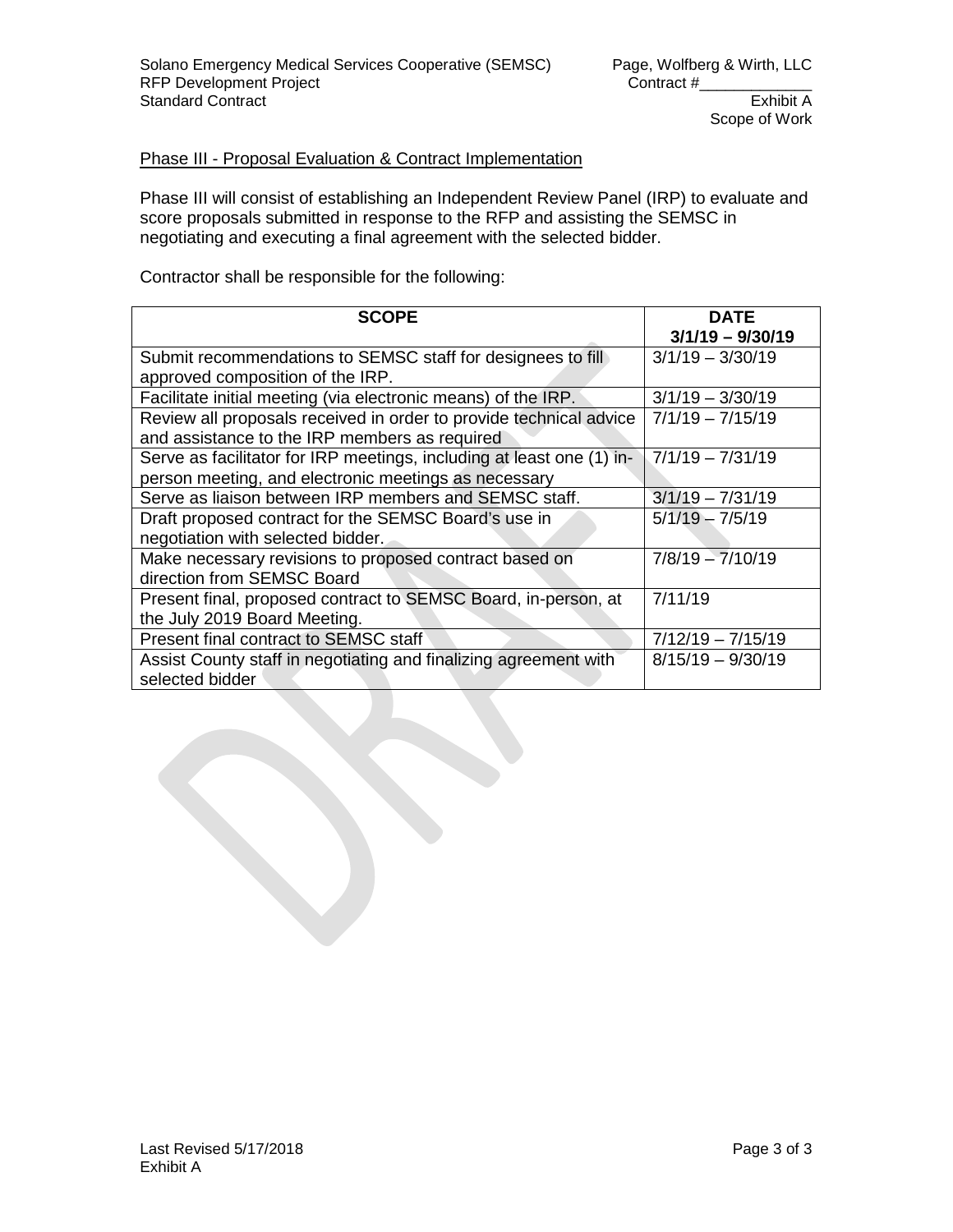## Phase III - Proposal Evaluation & Contract Implementation

Phase III will consist of establishing an Independent Review Panel (IRP) to evaluate and score proposals submitted in response to the RFP and assisting the SEMSC in negotiating and executing a final agreement with the selected bidder.

Contractor shall be responsible for the following:

| SCOPE | DATE 3/1/19 – 9/30/19 |
|---|---|
| Submit recommendations to SEMSC staff for designees to fill approved composition of the IRP. | 3/1/19 – 3/30/19 |
| Facilitate initial meeting (via electronic means) of the IRP. | 3/1/19 – 3/30/19 |
| Review all proposals received in order to provide technical advice and assistance to the IRP members as required | 7/1/19 – 7/15/19 |
| Serve as facilitator for IRP meetings, including at least one (1) in-person meeting, and electronic meetings as necessary | 7/1/19 – 7/31/19 |
| Serve as liaison between IRP members and SEMSC staff. | 3/1/19 – 7/31/19 |
| Draft proposed contract for the SEMSC Board's use in negotiation with selected bidder. | 5/1/19 – 7/5/19 |
| Make necessary revisions to proposed contract based on direction from SEMSC Board | 7/8/19 – 7/10/19 |
| Present final, proposed contract to SEMSC Board, in-person, at the July 2019 Board Meeting. | 7/11/19 |
| Present final contract to SEMSC staff | 7/12/19 – 7/15/19 |
| Assist County staff in negotiating and finalizing agreement with selected bidder | 8/15/19 – 9/30/19 |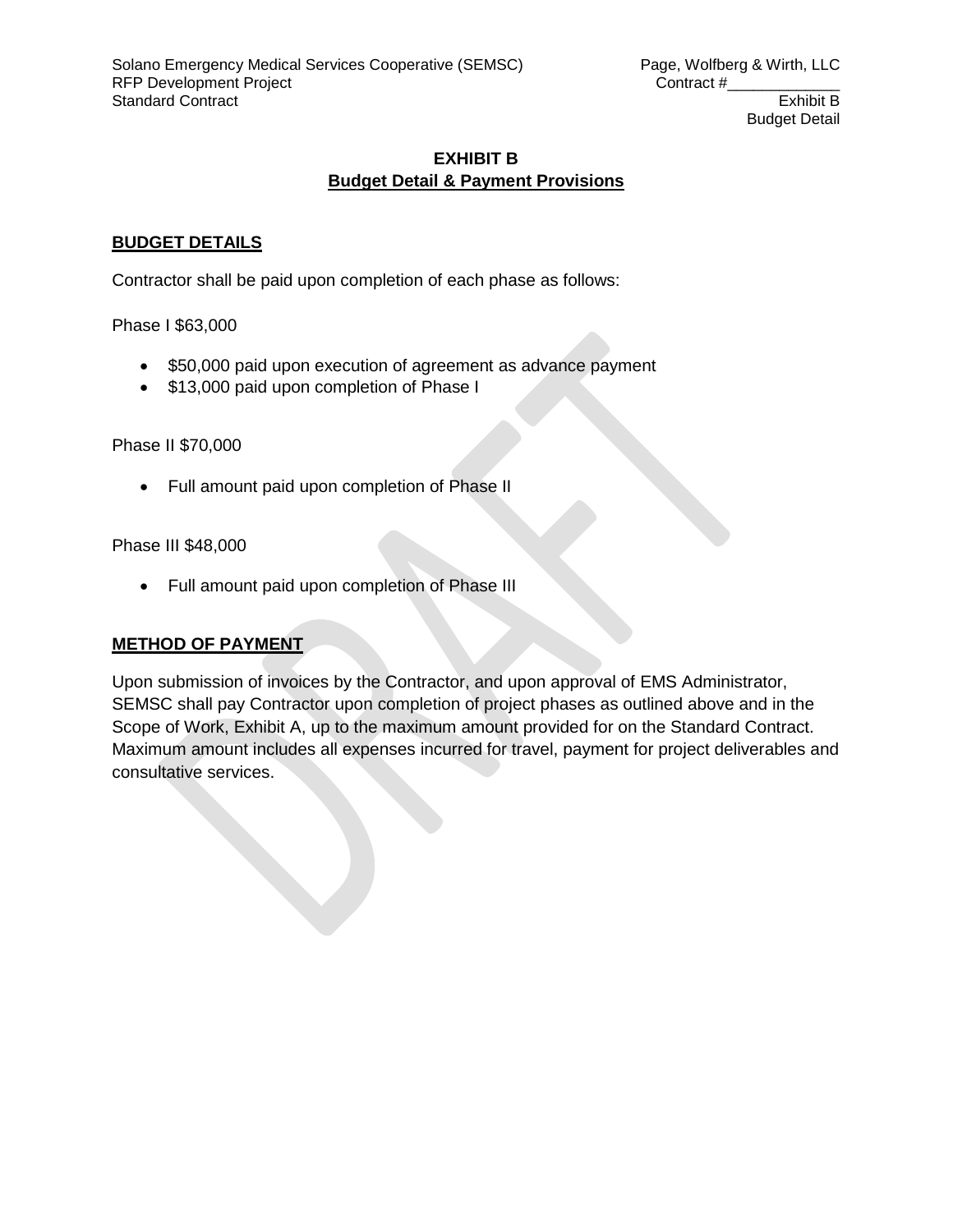# EXHIBIT B
## Budget Detail & Payment Provisions

### BUDGET DETAILS

Contractor shall be paid upon completion of each phase as follows:

Phase I $63,000

- $50,000 paid upon execution of agreement as advance payment
- $13,000 paid upon completion of Phase I

Phase II $70,000

- Full amount paid upon completion of Phase II

Phase III $48,000

- Full amount paid upon completion of Phase III

### METHOD OF PAYMENT

Upon submission of invoices by the Contractor, and upon approval of EMS Administrator, SEMSC shall pay Contractor upon completion of project phases as outlined above and in the Scope of Work, Exhibit A, up to the maximum amount provided for on the Standard Contract. Maximum amount includes all expenses incurred for travel, payment for project deliverables and consultative services.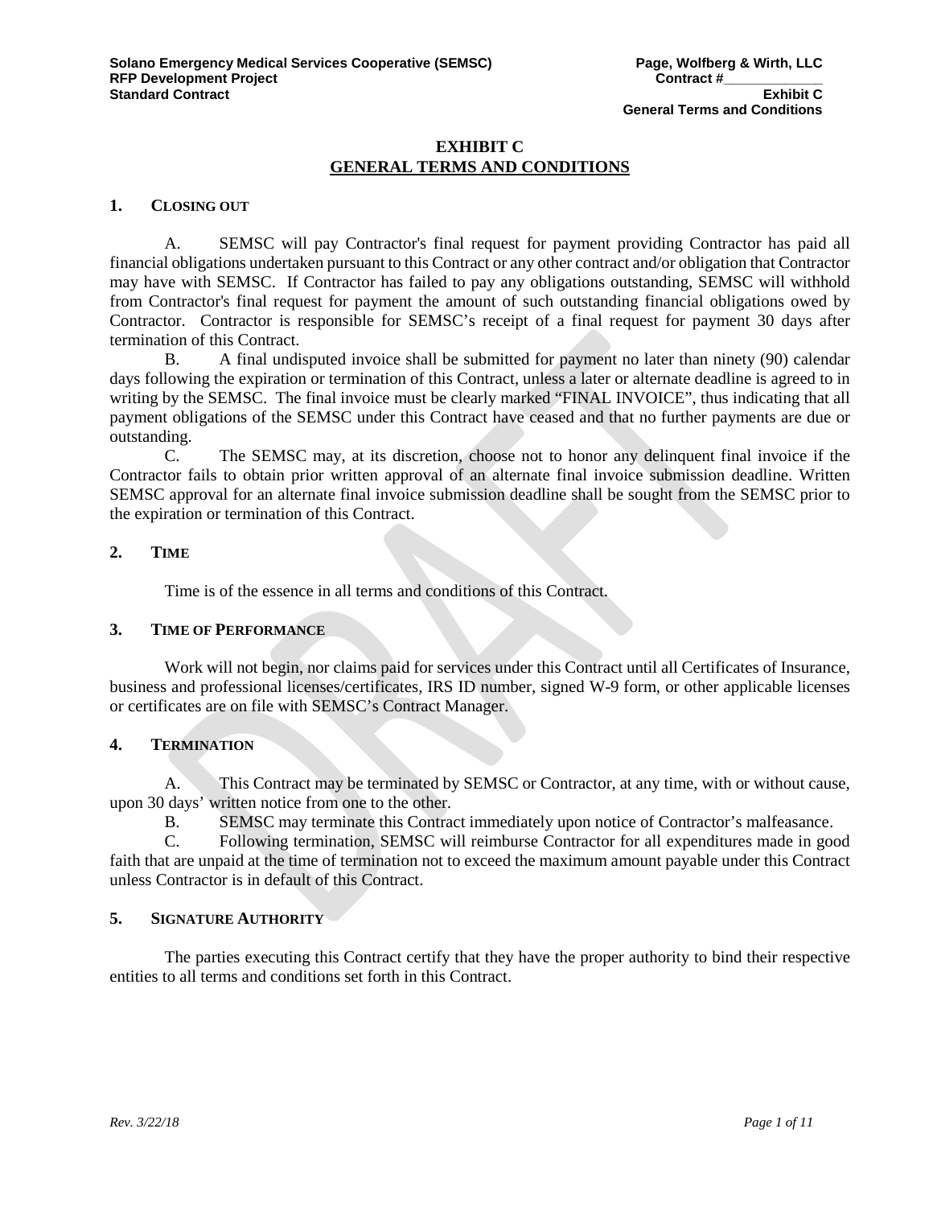# EXHIBIT C
## GENERAL TERMS AND CONDITIONS

### 1. CLOSING OUT

A. SEMSC will pay Contractor's final request for payment providing Contractor has paid all financial obligations undertaken pursuant to this Contract or any other contract and/or obligation that Contractor may have with SEMSC. If Contractor has failed to pay any obligations outstanding, SEMSC will withhold from Contractor's final request for payment the amount of such outstanding financial obligations owed by Contractor. Contractor is responsible for SEMSC's receipt of a final request for payment 30 days after termination of this Contract.

B. A final undisputed invoice shall be submitted for payment no later than ninety (90) calendar days following the expiration or termination of this Contract, unless a later or alternate deadline is agreed to in writing by the SEMSC. The final invoice must be clearly marked "FINAL INVOICE", thus indicating that all payment obligations of the SEMSC under this Contract have ceased and that no further payments are due or outstanding.

C. The SEMSC may, at its discretion, choose not to honor any delinquent final invoice if the Contractor fails to obtain prior written approval of an alternate final invoice submission deadline. Written SEMSC approval for an alternate final invoice submission deadline shall be sought from the SEMSC prior to the expiration or termination of this Contract.

### 2. TIME

Time is of the essence in all terms and conditions of this Contract.

### 3. TIME OF PERFORMANCE

Work will not begin, nor claims paid for services under this Contract until all Certificates of Insurance, business and professional licenses/certificates, IRS ID number, signed W-9 form, or other applicable licenses or certificates are on file with SEMSC's Contract Manager.

### 4. TERMINATION

A. This Contract may be terminated by SEMSC or Contractor, at any time, with or without cause, upon 30 days' written notice from one to the other.

B. SEMSC may terminate this Contract immediately upon notice of Contractor's malfeasance.

C. Following termination, SEMSC will reimburse Contractor for all expenditures made in good faith that are unpaid at the time of termination not to exceed the maximum amount payable under this Contract unless Contractor is in default of this Contract.

### 5. SIGNATURE AUTHORITY

The parties executing this Contract certify that they have the proper authority to bind their respective entities to all terms and conditions set forth in this Contract.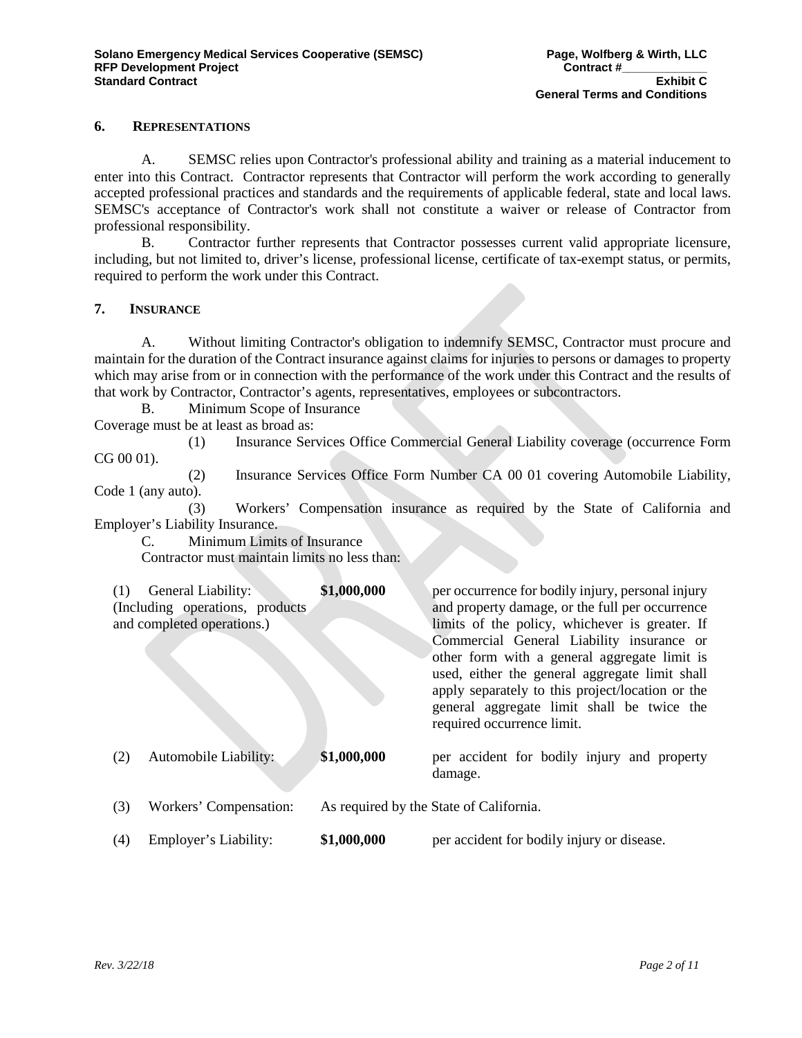## 6. REPRESENTATIONS

A. SEMSC relies upon Contractor's professional ability and training as a material inducement to enter into this Contract. Contractor represents that Contractor will perform the work according to generally accepted professional practices and standards and the requirements of applicable federal, state and local laws. SEMSC's acceptance of Contractor's work shall not constitute a waiver or release of Contractor from professional responsibility.

B. Contractor further represents that Contractor possesses current valid appropriate licensure, including, but not limited to, driver's license, professional license, certificate of tax-exempt status, or permits, required to perform the work under this Contract.

## 7. INSURANCE

A. Without limiting Contractor's obligation to indemnify SEMSC, Contractor must procure and maintain for the duration of the Contract insurance against claims for injuries to persons or damages to property which may arise from or in connection with the performance of the work under this Contract and the results of that work by Contractor, Contractor's agents, representatives, employees or subcontractors.

B. Minimum Scope of Insurance

Coverage must be at least as broad as:

(1) Insurance Services Office Commercial General Liability coverage (occurrence Form CG 00 01).

(2) Insurance Services Office Form Number CA 00 01 covering Automobile Liability, Code 1 (any auto).

(3) Workers' Compensation insurance as required by the State of California and Employer's Liability Insurance.

C. Minimum Limits of Insurance

Contractor must maintain limits no less than:

| | | | |
|---|---|---|---|
| (1) | General Liability: (Including operations, products and completed operations.) | **$1,000,000** | per occurrence for bodily injury, personal injury and property damage, or the full per occurrence limits of the policy, whichever is greater. If Commercial General Liability insurance or other form with a general aggregate limit is used, either the general aggregate limit shall apply separately to this project/location or the general aggregate limit shall be twice the required occurrence limit. |
| (2) | Automobile Liability: | **$1,000,000** | per accident for bodily injury and property damage. |
| (3) | Workers' Compensation: | As required by the State of California. | |
| (4) | Employer's Liability: | **$1,000,000** | per accident for bodily injury or disease. |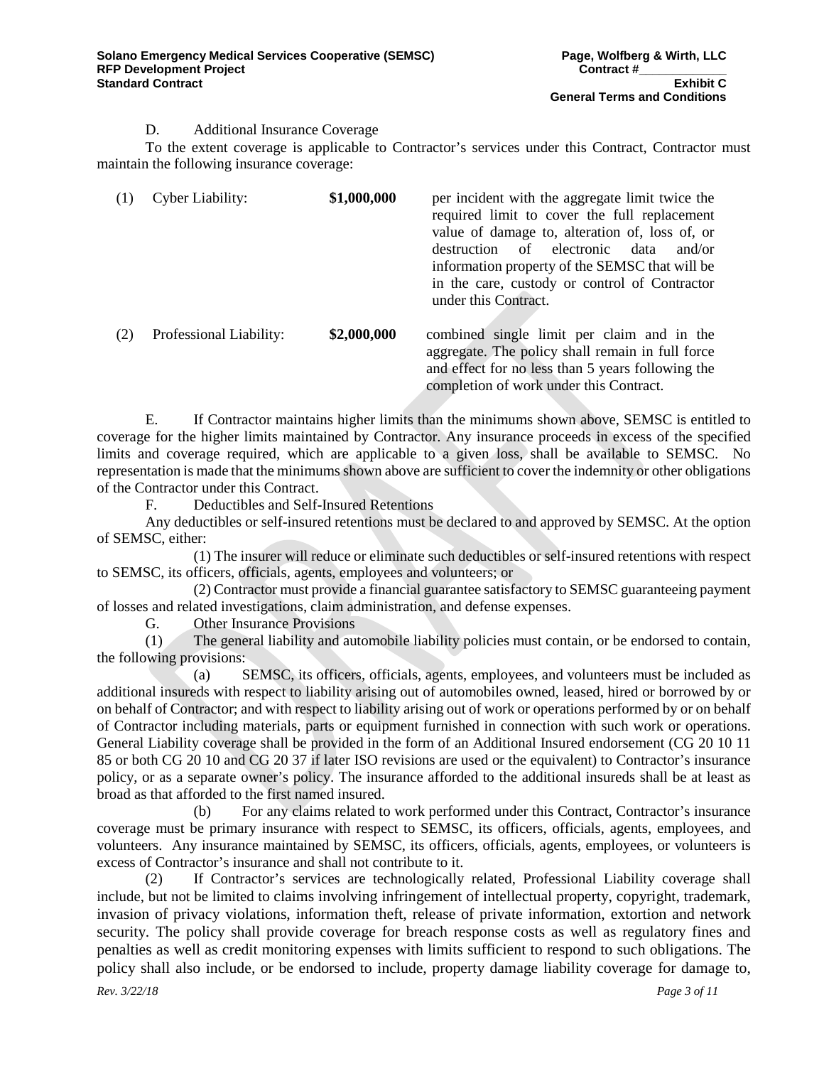D. Additional Insurance Coverage

To the extent coverage is applicable to Contractor's services under this Contract, Contractor must maintain the following insurance coverage:

| | | | |
|---|---|---|---|
| (1) | Cyber Liability: | **$1,000,000** | per incident with the aggregate limit twice the required limit to cover the full replacement value of damage to, alteration of, loss of, or destruction of electronic data and/or information property of the SEMSC that will be in the care, custody or control of Contractor under this Contract. |
| (2) | Professional Liability: | **$2,000,000** | combined single limit per claim and in the aggregate. The policy shall remain in full force and effect for no less than 5 years following the completion of work under this Contract. |

E. If Contractor maintains higher limits than the minimums shown above, SEMSC is entitled to coverage for the higher limits maintained by Contractor. Any insurance proceeds in excess of the specified limits and coverage required, which are applicable to a given loss, shall be available to SEMSC. No representation is made that the minimums shown above are sufficient to cover the indemnity or other obligations of the Contractor under this Contract.

F. Deductibles and Self-Insured Retentions

Any deductibles or self-insured retentions must be declared to and approved by SEMSC. At the option of SEMSC, either:

(1) The insurer will reduce or eliminate such deductibles or self-insured retentions with respect to SEMSC, its officers, officials, agents, employees and volunteers; or

(2) Contractor must provide a financial guarantee satisfactory to SEMSC guaranteeing payment of losses and related investigations, claim administration, and defense expenses.

G. Other Insurance Provisions

(1) The general liability and automobile liability policies must contain, or be endorsed to contain, the following provisions:

(a) SEMSC, its officers, officials, agents, employees, and volunteers must be included as additional insureds with respect to liability arising out of automobiles owned, leased, hired or borrowed by or on behalf of Contractor; and with respect to liability arising out of work or operations performed by or on behalf of Contractor including materials, parts or equipment furnished in connection with such work or operations. General Liability coverage shall be provided in the form of an Additional Insured endorsement (CG 20 10 11 85 or both CG 20 10 and CG 20 37 if later ISO revisions are used or the equivalent) to Contractor's insurance policy, or as a separate owner's policy. The insurance afforded to the additional insureds shall be at least as broad as that afforded to the first named insured.

(b) For any claims related to work performed under this Contract, Contractor's insurance coverage must be primary insurance with respect to SEMSC, its officers, officials, agents, employees, and volunteers. Any insurance maintained by SEMSC, its officers, officials, agents, employees, or volunteers is excess of Contractor's insurance and shall not contribute to it.

(2) If Contractor's services are technologically related, Professional Liability coverage shall include, but not be limited to claims involving infringement of intellectual property, copyright, trademark, invasion of privacy violations, information theft, release of private information, extortion and network security. The policy shall provide coverage for breach response costs as well as regulatory fines and penalties as well as credit monitoring expenses with limits sufficient to respond to such obligations. The policy shall also include, or be endorsed to include, property damage liability coverage for damage to,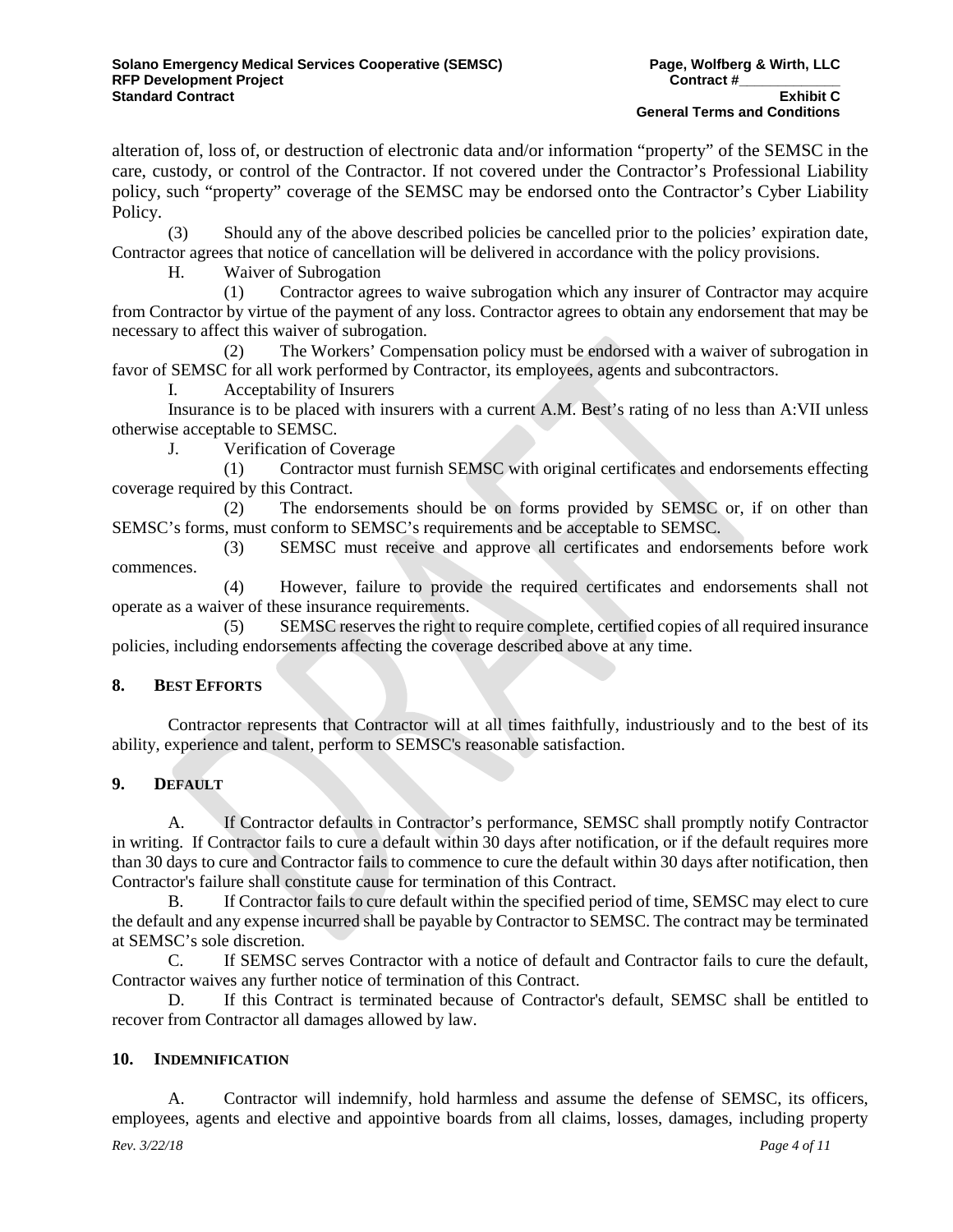alteration of, loss of, or destruction of electronic data and/or information "property" of the SEMSC in the care, custody, or control of the Contractor. If not covered under the Contractor's Professional Liability policy, such "property" coverage of the SEMSC may be endorsed onto the Contractor's Cyber Liability Policy.

(3) Should any of the above described policies be cancelled prior to the policies' expiration date, Contractor agrees that notice of cancellation will be delivered in accordance with the policy provisions.

H. Waiver of Subrogation

(1) Contractor agrees to waive subrogation which any insurer of Contractor may acquire from Contractor by virtue of the payment of any loss. Contractor agrees to obtain any endorsement that may be necessary to affect this waiver of subrogation.

(2) The Workers' Compensation policy must be endorsed with a waiver of subrogation in favor of SEMSC for all work performed by Contractor, its employees, agents and subcontractors.

I. Acceptability of Insurers

Insurance is to be placed with insurers with a current A.M. Best's rating of no less than A:VII unless otherwise acceptable to SEMSC.

J. Verification of Coverage

(1) Contractor must furnish SEMSC with original certificates and endorsements effecting coverage required by this Contract.

(2) The endorsements should be on forms provided by SEMSC or, if on other than SEMSC's forms, must conform to SEMSC's requirements and be acceptable to SEMSC.

(3) SEMSC must receive and approve all certificates and endorsements before work commences.

(4) However, failure to provide the required certificates and endorsements shall not operate as a waiver of these insurance requirements.

(5) SEMSC reserves the right to require complete, certified copies of all required insurance policies, including endorsements affecting the coverage described above at any time.

## 8. BEST EFFORTS

Contractor represents that Contractor will at all times faithfully, industriously and to the best of its ability, experience and talent, perform to SEMSC's reasonable satisfaction.

## 9. DEFAULT

A. If Contractor defaults in Contractor's performance, SEMSC shall promptly notify Contractor in writing. If Contractor fails to cure a default within 30 days after notification, or if the default requires more than 30 days to cure and Contractor fails to commence to cure the default within 30 days after notification, then Contractor's failure shall constitute cause for termination of this Contract.

B. If Contractor fails to cure default within the specified period of time, SEMSC may elect to cure the default and any expense incurred shall be payable by Contractor to SEMSC. The contract may be terminated at SEMSC's sole discretion.

C. If SEMSC serves Contractor with a notice of default and Contractor fails to cure the default, Contractor waives any further notice of termination of this Contract.

D. If this Contract is terminated because of Contractor's default, SEMSC shall be entitled to recover from Contractor all damages allowed by law.

## 10. INDEMNIFICATION

A. Contractor will indemnify, hold harmless and assume the defense of SEMSC, its officers, employees, agents and elective and appointive boards from all claims, losses, damages, including property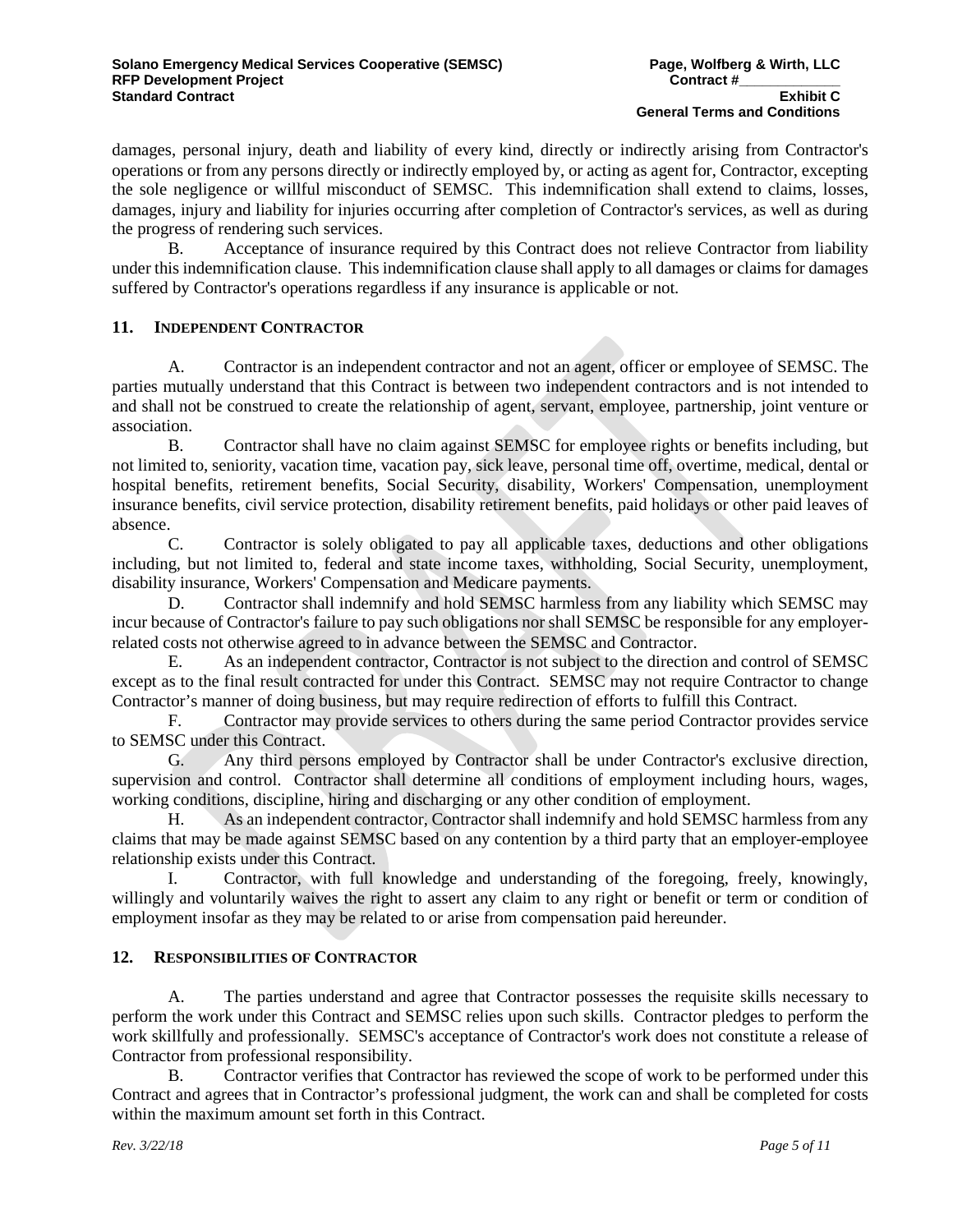damages, personal injury, death and liability of every kind, directly or indirectly arising from Contractor's operations or from any persons directly or indirectly employed by, or acting as agent for, Contractor, excepting the sole negligence or willful misconduct of SEMSC. This indemnification shall extend to claims, losses, damages, injury and liability for injuries occurring after completion of Contractor's services, as well as during the progress of rendering such services.

B. Acceptance of insurance required by this Contract does not relieve Contractor from liability under this indemnification clause. This indemnification clause shall apply to all damages or claims for damages suffered by Contractor's operations regardless if any insurance is applicable or not.

## 11. Independent Contractor

A. Contractor is an independent contractor and not an agent, officer or employee of SEMSC. The parties mutually understand that this Contract is between two independent contractors and is not intended to and shall not be construed to create the relationship of agent, servant, employee, partnership, joint venture or association.

B. Contractor shall have no claim against SEMSC for employee rights or benefits including, but not limited to, seniority, vacation time, vacation pay, sick leave, personal time off, overtime, medical, dental or hospital benefits, retirement benefits, Social Security, disability, Workers' Compensation, unemployment insurance benefits, civil service protection, disability retirement benefits, paid holidays or other paid leaves of absence.

C. Contractor is solely obligated to pay all applicable taxes, deductions and other obligations including, but not limited to, federal and state income taxes, withholding, Social Security, unemployment, disability insurance, Workers' Compensation and Medicare payments.

D. Contractor shall indemnify and hold SEMSC harmless from any liability which SEMSC may incur because of Contractor's failure to pay such obligations nor shall SEMSC be responsible for any employer-related costs not otherwise agreed to in advance between the SEMSC and Contractor.

E. As an independent contractor, Contractor is not subject to the direction and control of SEMSC except as to the final result contracted for under this Contract. SEMSC may not require Contractor to change Contractor's manner of doing business, but may require redirection of efforts to fulfill this Contract.

F. Contractor may provide services to others during the same period Contractor provides service to SEMSC under this Contract.

G. Any third persons employed by Contractor shall be under Contractor's exclusive direction, supervision and control. Contractor shall determine all conditions of employment including hours, wages, working conditions, discipline, hiring and discharging or any other condition of employment.

H. As an independent contractor, Contractor shall indemnify and hold SEMSC harmless from any claims that may be made against SEMSC based on any contention by a third party that an employer-employee relationship exists under this Contract.

I. Contractor, with full knowledge and understanding of the foregoing, freely, knowingly, willingly and voluntarily waives the right to assert any claim to any right or benefit or term or condition of employment insofar as they may be related to or arise from compensation paid hereunder.

## 12. Responsibilities of Contractor

A. The parties understand and agree that Contractor possesses the requisite skills necessary to perform the work under this Contract and SEMSC relies upon such skills. Contractor pledges to perform the work skillfully and professionally. SEMSC's acceptance of Contractor's work does not constitute a release of Contractor from professional responsibility.

B. Contractor verifies that Contractor has reviewed the scope of work to be performed under this Contract and agrees that in Contractor's professional judgment, the work can and shall be completed for costs within the maximum amount set forth in this Contract.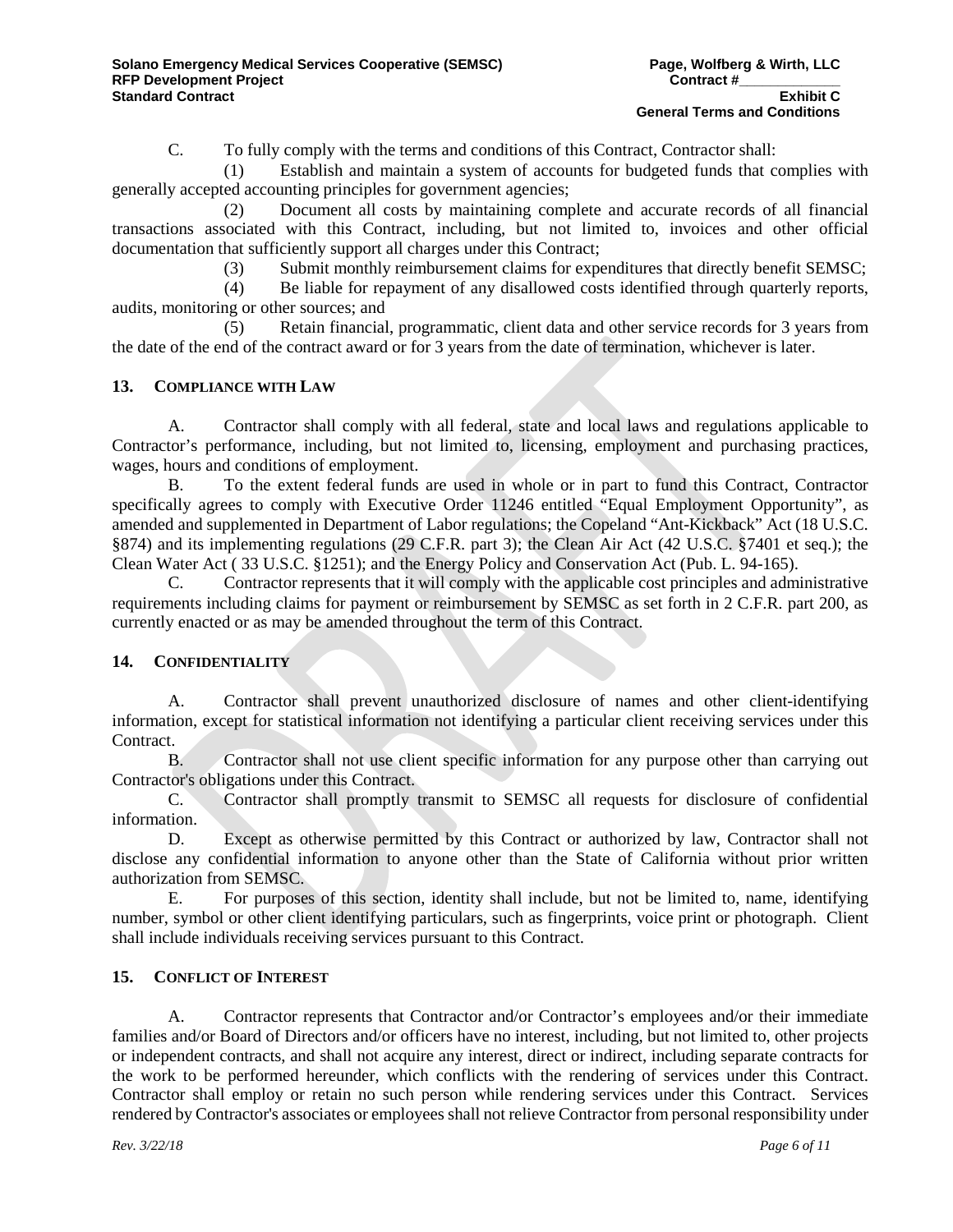C. To fully comply with the terms and conditions of this Contract, Contractor shall:

(1) Establish and maintain a system of accounts for budgeted funds that complies with generally accepted accounting principles for government agencies;

(2) Document all costs by maintaining complete and accurate records of all financial transactions associated with this Contract, including, but not limited to, invoices and other official documentation that sufficiently support all charges under this Contract;

(3) Submit monthly reimbursement claims for expenditures that directly benefit SEMSC;

(4) Be liable for repayment of any disallowed costs identified through quarterly reports, audits, monitoring or other sources; and

(5) Retain financial, programmatic, client data and other service records for 3 years from the date of the end of the contract award or for 3 years from the date of termination, whichever is later.

### 13. COMPLIANCE WITH LAW

A. Contractor shall comply with all federal, state and local laws and regulations applicable to Contractor's performance, including, but not limited to, licensing, employment and purchasing practices, wages, hours and conditions of employment.

B. To the extent federal funds are used in whole or in part to fund this Contract, Contractor specifically agrees to comply with Executive Order 11246 entitled "Equal Employment Opportunity", as amended and supplemented in Department of Labor regulations; the Copeland "Ant-Kickback" Act (18 U.S.C. §874) and its implementing regulations (29 C.F.R. part 3); the Clean Air Act (42 U.S.C. §7401 et seq.); the Clean Water Act ( 33 U.S.C. §1251); and the Energy Policy and Conservation Act (Pub. L. 94-165).

C. Contractor represents that it will comply with the applicable cost principles and administrative requirements including claims for payment or reimbursement by SEMSC as set forth in 2 C.F.R. part 200, as currently enacted or as may be amended throughout the term of this Contract.

### 14. CONFIDENTIALITY

A. Contractor shall prevent unauthorized disclosure of names and other client-identifying information, except for statistical information not identifying a particular client receiving services under this Contract.

B. Contractor shall not use client specific information for any purpose other than carrying out Contractor's obligations under this Contract.

C. Contractor shall promptly transmit to SEMSC all requests for disclosure of confidential information.

D. Except as otherwise permitted by this Contract or authorized by law, Contractor shall not disclose any confidential information to anyone other than the State of California without prior written authorization from SEMSC.

E. For purposes of this section, identity shall include, but not be limited to, name, identifying number, symbol or other client identifying particulars, such as fingerprints, voice print or photograph. Client shall include individuals receiving services pursuant to this Contract.

### 15. CONFLICT OF INTEREST

A. Contractor represents that Contractor and/or Contractor's employees and/or their immediate families and/or Board of Directors and/or officers have no interest, including, but not limited to, other projects or independent contracts, and shall not acquire any interest, direct or indirect, including separate contracts for the work to be performed hereunder, which conflicts with the rendering of services under this Contract. Contractor shall employ or retain no such person while rendering services under this Contract. Services rendered by Contractor's associates or employees shall not relieve Contractor from personal responsibility under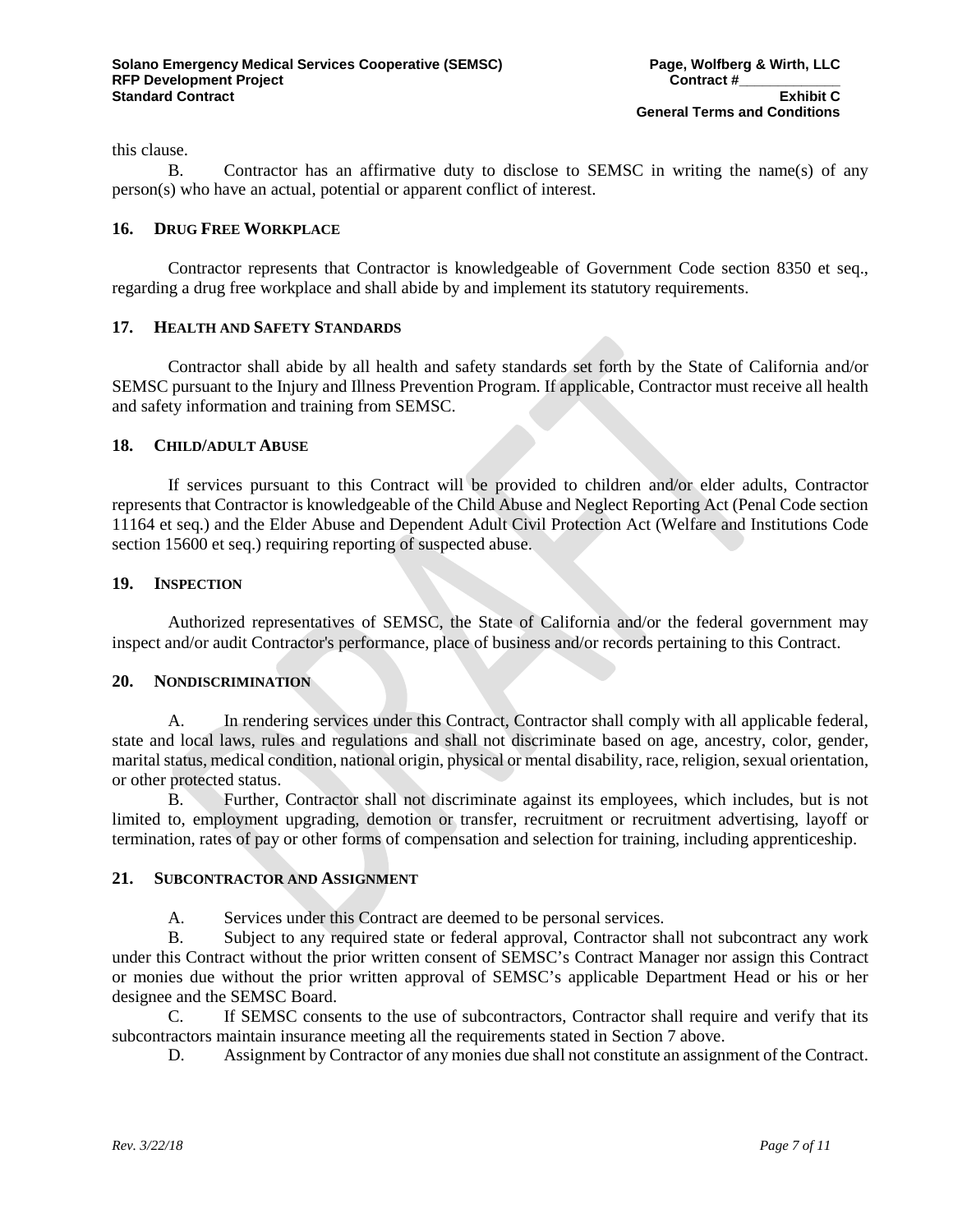this clause.

B. Contractor has an affirmative duty to disclose to SEMSC in writing the name(s) of any person(s) who have an actual, potential or apparent conflict of interest.

## 16. DRUG FREE WORKPLACE

Contractor represents that Contractor is knowledgeable of Government Code section 8350 et seq., regarding a drug free workplace and shall abide by and implement its statutory requirements.

## 17. HEALTH AND SAFETY STANDARDS

Contractor shall abide by all health and safety standards set forth by the State of California and/or SEMSC pursuant to the Injury and Illness Prevention Program. If applicable, Contractor must receive all health and safety information and training from SEMSC.

## 18. CHILD/ADULT ABUSE

If services pursuant to this Contract will be provided to children and/or elder adults, Contractor represents that Contractor is knowledgeable of the Child Abuse and Neglect Reporting Act (Penal Code section 11164 et seq.) and the Elder Abuse and Dependent Adult Civil Protection Act (Welfare and Institutions Code section 15600 et seq.) requiring reporting of suspected abuse.

## 19. INSPECTION

Authorized representatives of SEMSC, the State of California and/or the federal government may inspect and/or audit Contractor's performance, place of business and/or records pertaining to this Contract.

## 20. NONDISCRIMINATION

A. In rendering services under this Contract, Contractor shall comply with all applicable federal, state and local laws, rules and regulations and shall not discriminate based on age, ancestry, color, gender, marital status, medical condition, national origin, physical or mental disability, race, religion, sexual orientation, or other protected status.

B. Further, Contractor shall not discriminate against its employees, which includes, but is not limited to, employment upgrading, demotion or transfer, recruitment or recruitment advertising, layoff or termination, rates of pay or other forms of compensation and selection for training, including apprenticeship.

## 21. SUBCONTRACTOR AND ASSIGNMENT

A. Services under this Contract are deemed to be personal services.

B. Subject to any required state or federal approval, Contractor shall not subcontract any work under this Contract without the prior written consent of SEMSC's Contract Manager nor assign this Contract or monies due without the prior written approval of SEMSC's applicable Department Head or his or her designee and the SEMSC Board.

C. If SEMSC consents to the use of subcontractors, Contractor shall require and verify that its subcontractors maintain insurance meeting all the requirements stated in Section 7 above.

D. Assignment by Contractor of any monies due shall not constitute an assignment of the Contract.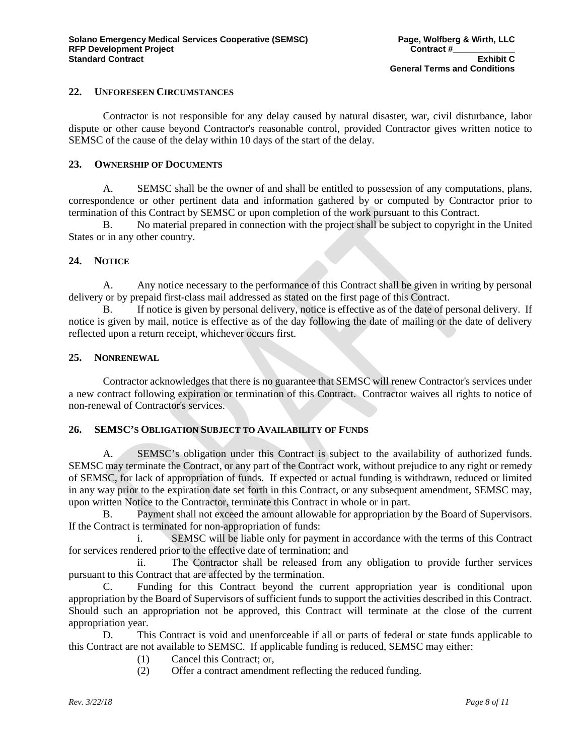## 22. UNFORESEEN CIRCUMSTANCES

Contractor is not responsible for any delay caused by natural disaster, war, civil disturbance, labor dispute or other cause beyond Contractor's reasonable control, provided Contractor gives written notice to SEMSC of the cause of the delay within 10 days of the start of the delay.

## 23. OWNERSHIP OF DOCUMENTS

A. SEMSC shall be the owner of and shall be entitled to possession of any computations, plans, correspondence or other pertinent data and information gathered by or computed by Contractor prior to termination of this Contract by SEMSC or upon completion of the work pursuant to this Contract.

B. No material prepared in connection with the project shall be subject to copyright in the United States or in any other country.

## 24. NOTICE

A. Any notice necessary to the performance of this Contract shall be given in writing by personal delivery or by prepaid first-class mail addressed as stated on the first page of this Contract.

B. If notice is given by personal delivery, notice is effective as of the date of personal delivery. If notice is given by mail, notice is effective as of the day following the date of mailing or the date of delivery reflected upon a return receipt, whichever occurs first.

## 25. NONRENEWAL

Contractor acknowledges that there is no guarantee that SEMSC will renew Contractor's services under a new contract following expiration or termination of this Contract. Contractor waives all rights to notice of non-renewal of Contractor's services.

## 26. SEMSC'S OBLIGATION SUBJECT TO AVAILABILITY OF FUNDS

A. SEMSC's obligation under this Contract is subject to the availability of authorized funds. SEMSC may terminate the Contract, or any part of the Contract work, without prejudice to any right or remedy of SEMSC, for lack of appropriation of funds. If expected or actual funding is withdrawn, reduced or limited in any way prior to the expiration date set forth in this Contract, or any subsequent amendment, SEMSC may, upon written Notice to the Contractor, terminate this Contract in whole or in part.

B. Payment shall not exceed the amount allowable for appropriation by the Board of Supervisors. If the Contract is terminated for non-appropriation of funds:

i. SEMSC will be liable only for payment in accordance with the terms of this Contract for services rendered prior to the effective date of termination; and

ii. The Contractor shall be released from any obligation to provide further services pursuant to this Contract that are affected by the termination.

C. Funding for this Contract beyond the current appropriation year is conditional upon appropriation by the Board of Supervisors of sufficient funds to support the activities described in this Contract. Should such an appropriation not be approved, this Contract will terminate at the close of the current appropriation year.

D. This Contract is void and unenforceable if all or parts of federal or state funds applicable to this Contract are not available to SEMSC. If applicable funding is reduced, SEMSC may either:

(1) Cancel this Contract; or,

(2) Offer a contract amendment reflecting the reduced funding.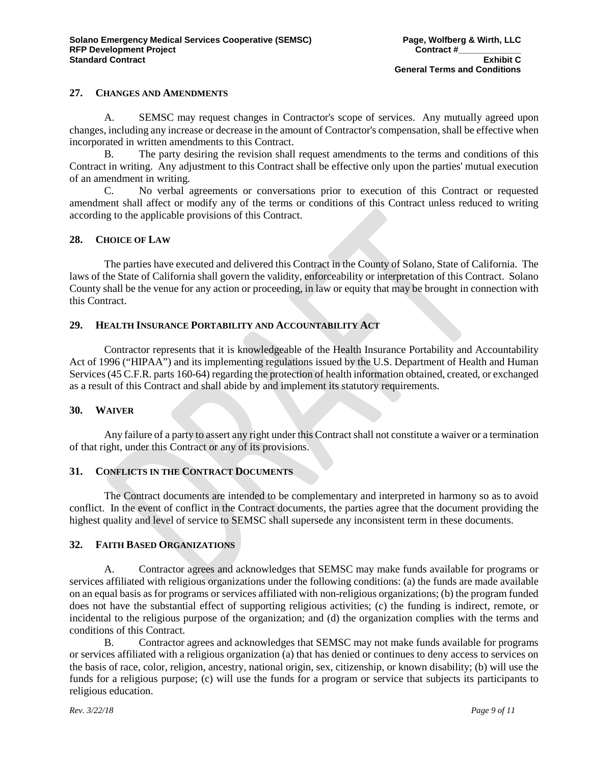## 27. CHANGES AND AMENDMENTS

A. SEMSC may request changes in Contractor's scope of services. Any mutually agreed upon changes, including any increase or decrease in the amount of Contractor's compensation, shall be effective when incorporated in written amendments to this Contract.

B. The party desiring the revision shall request amendments to the terms and conditions of this Contract in writing. Any adjustment to this Contract shall be effective only upon the parties' mutual execution of an amendment in writing.

C. No verbal agreements or conversations prior to execution of this Contract or requested amendment shall affect or modify any of the terms or conditions of this Contract unless reduced to writing according to the applicable provisions of this Contract.

## 28. CHOICE OF LAW

The parties have executed and delivered this Contract in the County of Solano, State of California. The laws of the State of California shall govern the validity, enforceability or interpretation of this Contract. Solano County shall be the venue for any action or proceeding, in law or equity that may be brought in connection with this Contract.

## 29. HEALTH INSURANCE PORTABILITY AND ACCOUNTABILITY ACT

Contractor represents that it is knowledgeable of the Health Insurance Portability and Accountability Act of 1996 ("HIPAA") and its implementing regulations issued by the U.S. Department of Health and Human Services (45 C.F.R. parts 160-64) regarding the protection of health information obtained, created, or exchanged as a result of this Contract and shall abide by and implement its statutory requirements.

## 30. WAIVER

Any failure of a party to assert any right under this Contract shall not constitute a waiver or a termination of that right, under this Contract or any of its provisions.

## 31. CONFLICTS IN THE CONTRACT DOCUMENTS

The Contract documents are intended to be complementary and interpreted in harmony so as to avoid conflict. In the event of conflict in the Contract documents, the parties agree that the document providing the highest quality and level of service to SEMSC shall supersede any inconsistent term in these documents.

## 32. FAITH BASED ORGANIZATIONS

A. Contractor agrees and acknowledges that SEMSC may make funds available for programs or services affiliated with religious organizations under the following conditions: (a) the funds are made available on an equal basis as for programs or services affiliated with non-religious organizations; (b) the program funded does not have the substantial effect of supporting religious activities; (c) the funding is indirect, remote, or incidental to the religious purpose of the organization; and (d) the organization complies with the terms and conditions of this Contract.

B. Contractor agrees and acknowledges that SEMSC may not make funds available for programs or services affiliated with a religious organization (a) that has denied or continues to deny access to services on the basis of race, color, religion, ancestry, national origin, sex, citizenship, or known disability; (b) will use the funds for a religious purpose; (c) will use the funds for a program or service that subjects its participants to religious education.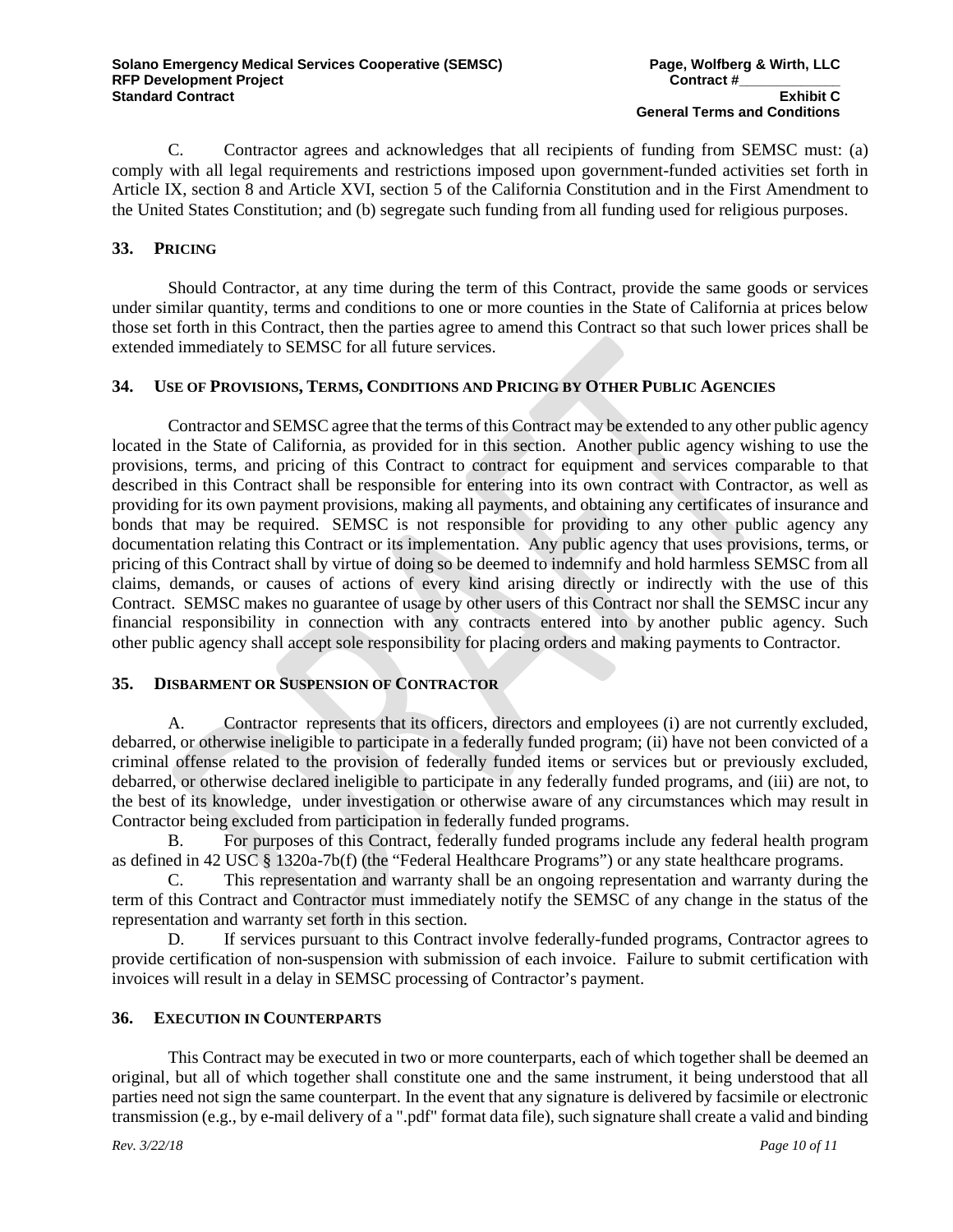C. Contractor agrees and acknowledges that all recipients of funding from SEMSC must: (a) comply with all legal requirements and restrictions imposed upon government-funded activities set forth in Article IX, section 8 and Article XVI, section 5 of the California Constitution and in the First Amendment to the United States Constitution; and (b) segregate such funding from all funding used for religious purposes.

## 33. PRICING

Should Contractor, at any time during the term of this Contract, provide the same goods or services under similar quantity, terms and conditions to one or more counties in the State of California at prices below those set forth in this Contract, then the parties agree to amend this Contract so that such lower prices shall be extended immediately to SEMSC for all future services.

## 34. USE OF PROVISIONS, TERMS, CONDITIONS AND PRICING BY OTHER PUBLIC AGENCIES

Contractor and SEMSC agree that the terms of this Contract may be extended to any other public agency located in the State of California, as provided for in this section. Another public agency wishing to use the provisions, terms, and pricing of this Contract to contract for equipment and services comparable to that described in this Contract shall be responsible for entering into its own contract with Contractor, as well as providing for its own payment provisions, making all payments, and obtaining any certificates of insurance and bonds that may be required. SEMSC is not responsible for providing to any other public agency any documentation relating this Contract or its implementation. Any public agency that uses provisions, terms, or pricing of this Contract shall by virtue of doing so be deemed to indemnify and hold harmless SEMSC from all claims, demands, or causes of actions of every kind arising directly or indirectly with the use of this Contract. SEMSC makes no guarantee of usage by other users of this Contract nor shall the SEMSC incur any financial responsibility in connection with any contracts entered into by another public agency. Such other public agency shall accept sole responsibility for placing orders and making payments to Contractor.

## 35. DISBARMENT OR SUSPENSION OF CONTRACTOR

A. Contractor represents that its officers, directors and employees (i) are not currently excluded, debarred, or otherwise ineligible to participate in a federally funded program; (ii) have not been convicted of a criminal offense related to the provision of federally funded items or services but or previously excluded, debarred, or otherwise declared ineligible to participate in any federally funded programs, and (iii) are not, to the best of its knowledge, under investigation or otherwise aware of any circumstances which may result in Contractor being excluded from participation in federally funded programs.

B. For purposes of this Contract, federally funded programs include any federal health program as defined in 42 USC § 1320a-7b(f) (the "Federal Healthcare Programs") or any state healthcare programs.

C. This representation and warranty shall be an ongoing representation and warranty during the term of this Contract and Contractor must immediately notify the SEMSC of any change in the status of the representation and warranty set forth in this section.

D. If services pursuant to this Contract involve federally-funded programs, Contractor agrees to provide certification of non-suspension with submission of each invoice. Failure to submit certification with invoices will result in a delay in SEMSC processing of Contractor's payment.

## 36. EXECUTION IN COUNTERPARTS

This Contract may be executed in two or more counterparts, each of which together shall be deemed an original, but all of which together shall constitute one and the same instrument, it being understood that all parties need not sign the same counterpart. In the event that any signature is delivered by facsimile or electronic transmission (e.g., by e-mail delivery of a ".pdf" format data file), such signature shall create a valid and binding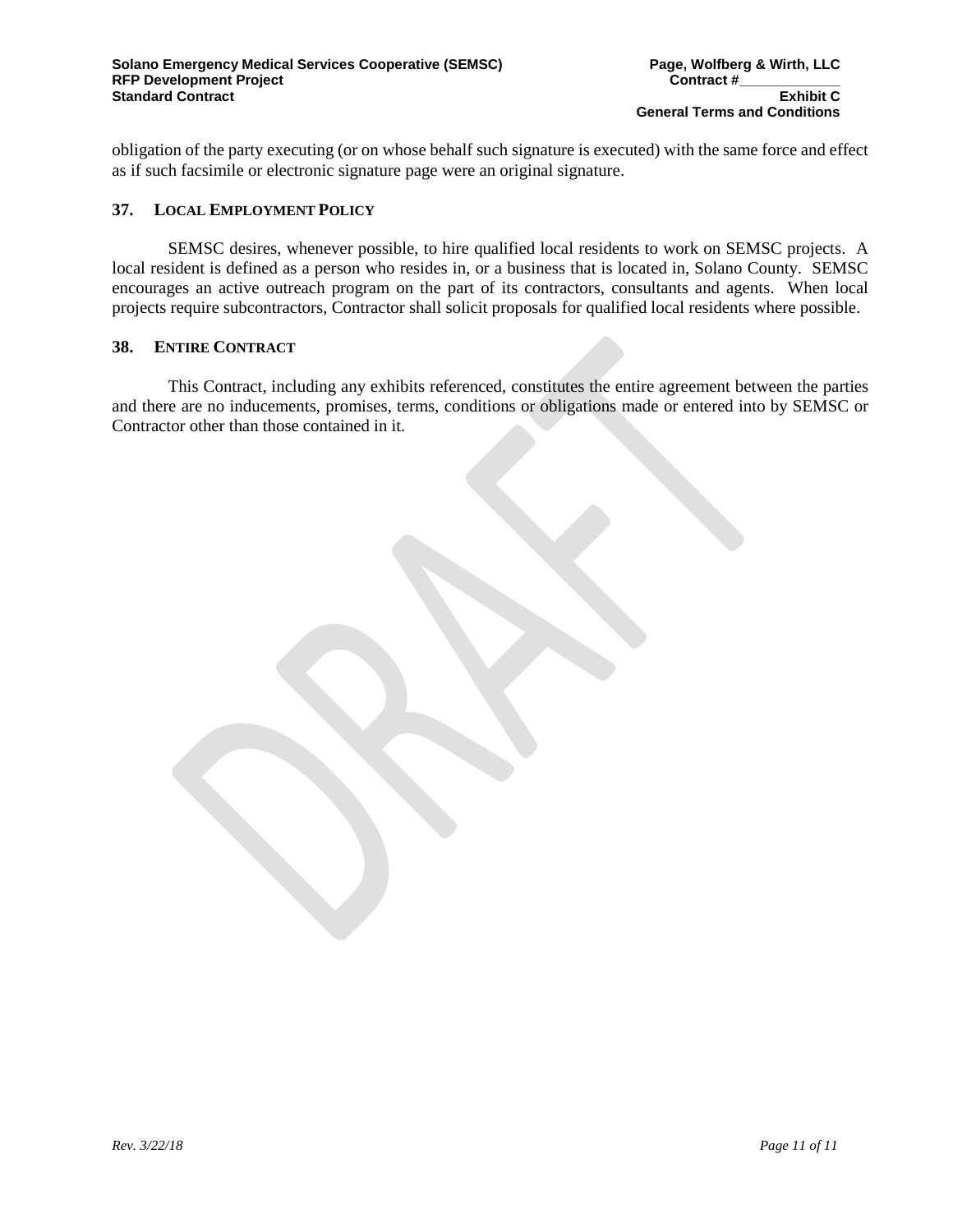obligation of the party executing (or on whose behalf such signature is executed) with the same force and effect as if such facsimile or electronic signature page were an original signature.

### 37. LOCAL EMPLOYMENT POLICY

SEMSC desires, whenever possible, to hire qualified local residents to work on SEMSC projects. A local resident is defined as a person who resides in, or a business that is located in, Solano County. SEMSC encourages an active outreach program on the part of its contractors, consultants and agents. When local projects require subcontractors, Contractor shall solicit proposals for qualified local residents where possible.

### 38. ENTIRE CONTRACT

This Contract, including any exhibits referenced, constitutes the entire agreement between the parties and there are no inducements, promises, terms, conditions or obligations made or entered into by SEMSC or Contractor other than those contained in it.